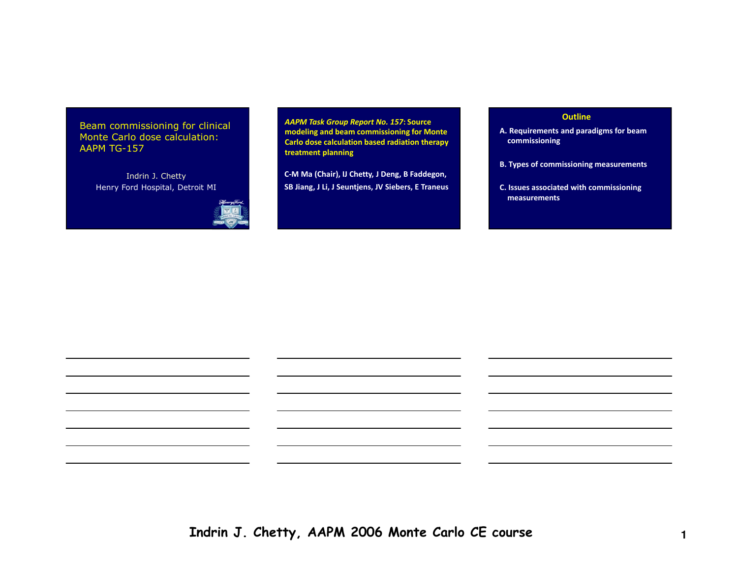# Beam commissioning for clinical Monte Carlo dose calculation: AAPM TG-157

Indrin J. Chetty
Henry Ford Hospital, Detroit MI

***AAPM Task Group Report No. 157*: Source modeling and beam commissioning for Monte Carlo dose calculation based radiation therapy treatment planning**

**C-M Ma (Chair), IJ Chetty, J Deng, B Faddegon, SB Jiang, J Li, J Seuntjens, JV Siebers, E Traneus**

## Outline

**A. Requirements and paradigms for beam commissioning**

**B. Types of commissioning measurements**

**C. Issues associated with commissioning measurements**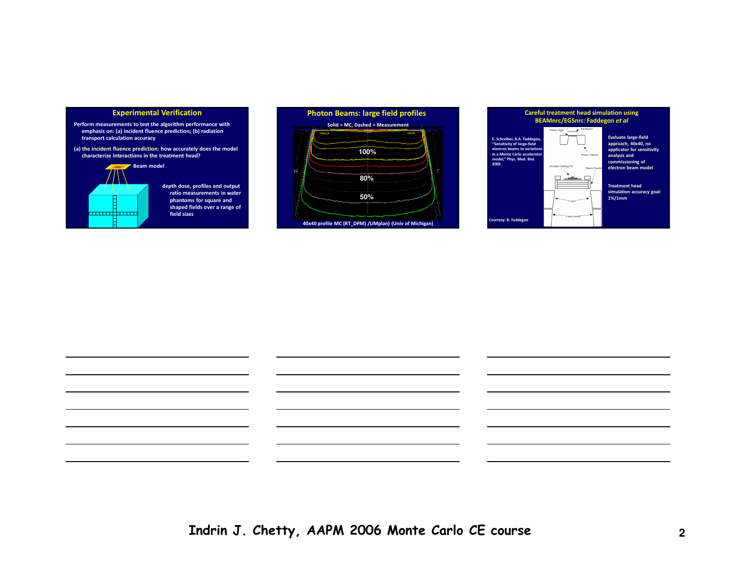## Experimental Verification

Perform measurements to test the algorithm performance with emphasis on: (a) incident fluence prediction; (b) radiation transport calculation accuracy

(a) the incident fluence prediction: how accurately does the model characterize interactions in the treatment head?

Beam model

depth dose, profiles and output ratio measurements in water phantoms for square and shaped fields over a range of field sizes

## Photon Beams: large field profiles

Solid = MC, Dashed = Measurement

100%

80%

50%

H

F

40x40 profile MC (RT_DPM) /UMplan) (Univ of Michigan)

## Careful treatment head simulation using BEAMnrc/EGSnrc: Faddegon *et al*

E. Schreiber, B.A. Faddegon, "Sensitivity of large-field electron beams to variations in a Monte Carlo accelerator model," Phys. Med. Biol. 2005

Evaluate large-field approach, 40x40, no applicator for sensitivity analysis and commissioning of electron beam model

Treatment head simulation accuracy goal: 1%/1mm

Courtesy: B. Faddegon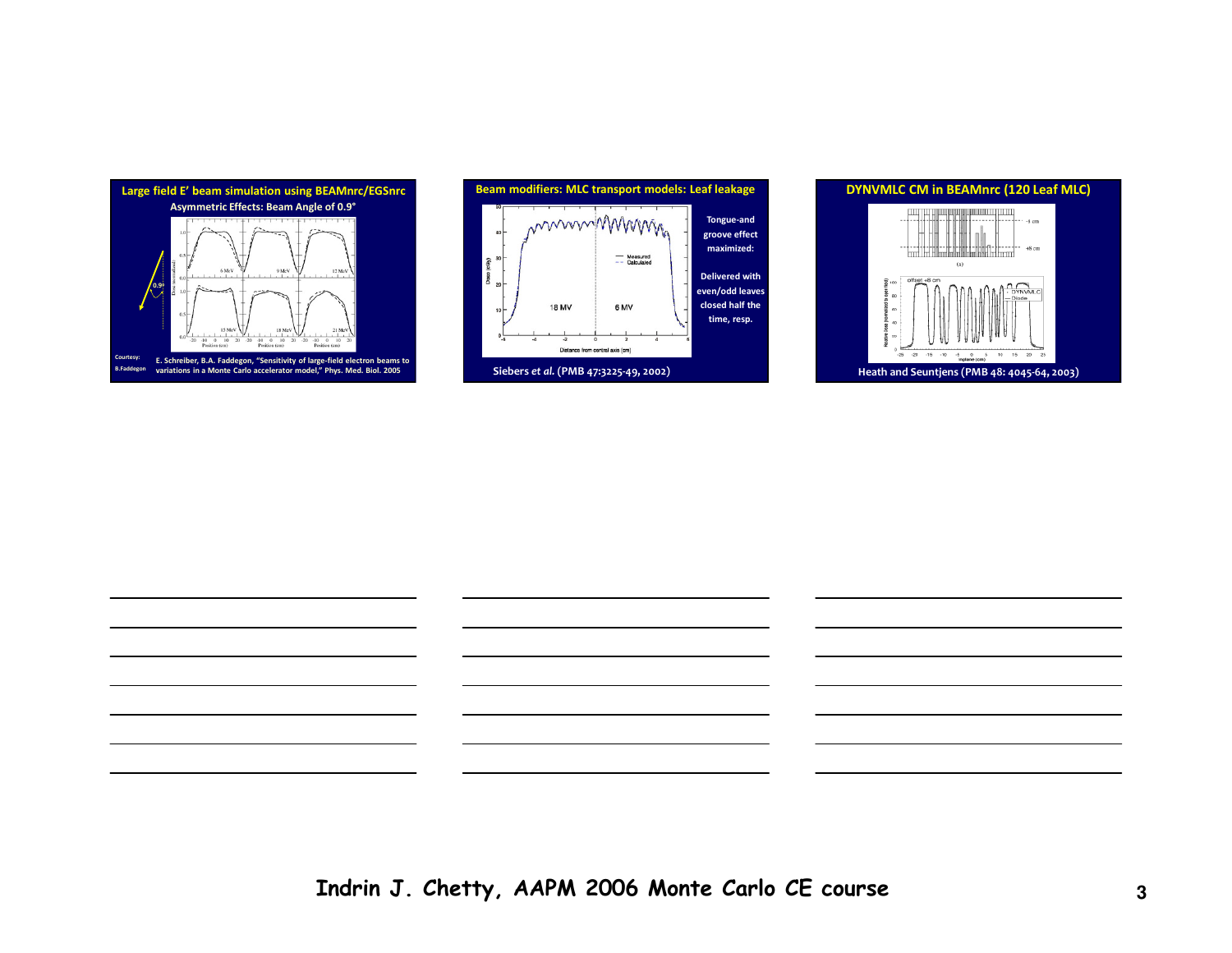## Large field E' beam simulation using BEAMnrc/EGSnrc

### Asymmetric Effects: Beam Angle of 0.9°

Courtesy: B.Faddegon

E. Schreiber, B.A. Faddegon, "Sensitivity of large-field electron beams to variations in a Monte Carlo accelerator model," Phys. Med. Biol. 2005

## Beam modifiers: MLC transport models: Leaf leakage

Tongue-and groove effect maximized:

Delivered with even/odd leaves closed half the time, resp.

Siebers *et al.* (PMB 47:3225-49, 2002)

## DYNVMLC CM in BEAMnrc (120 Leaf MLC)

Heath and Seuntjens (PMB 48: 4045-64, 2003)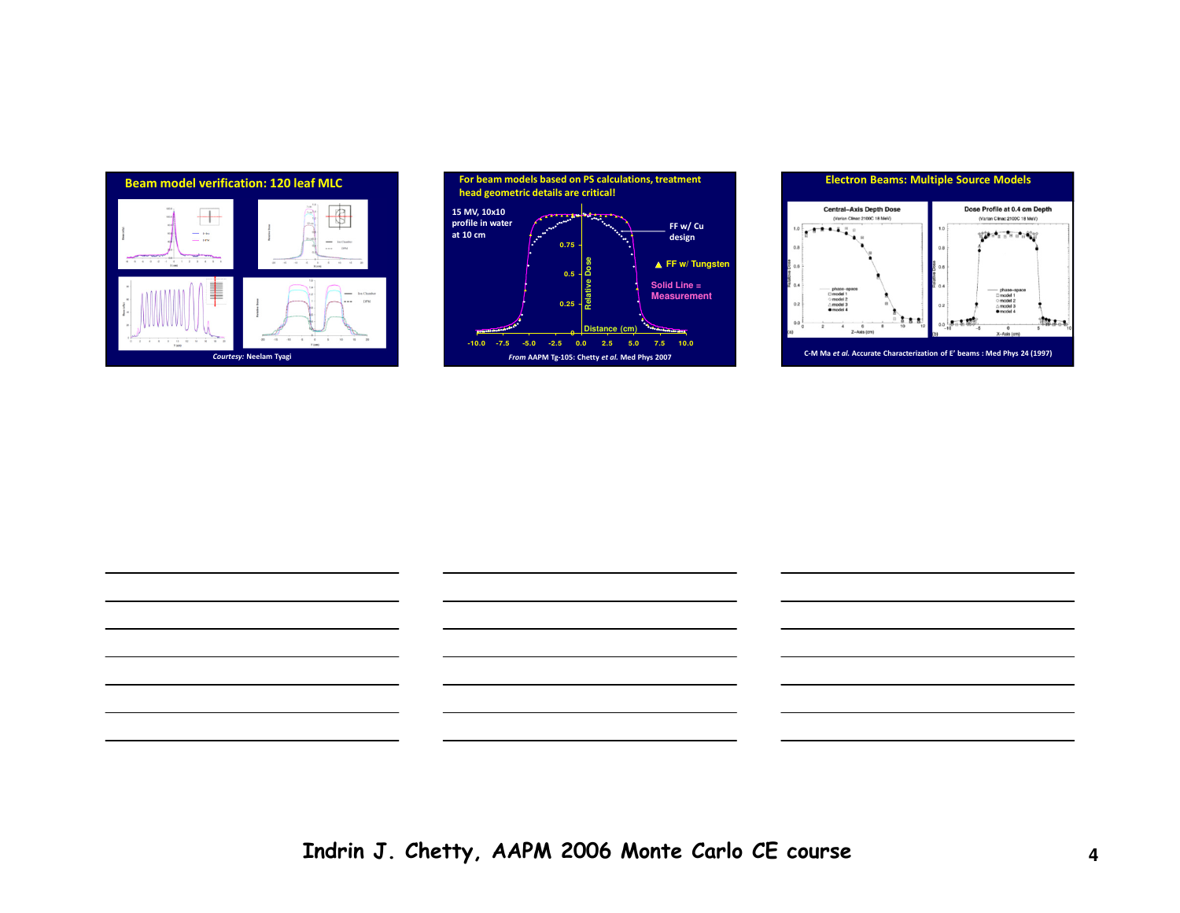## Beam model verification: 120 leaf MLC

*Courtesy:* Neelam Tyagi

## For beam models based on PS calculations, treatment head geometric details are critical!

15 MV, 10x10 profile in water at 10 cm

FF w/ Cu design

▲ FF w/ Tungsten

Solid Line = Measurement

Relative Dose

Distance (cm)

*From* AAPM Tg-105: Chetty *et al.* Med Phys 2007

## Electron Beams: Multiple Source Models

Central-Axis Depth Dose (Varian Clinac 2100C 18 MeV)

Dose Profile at 0.4 cm Depth (Varian Clinac 2100C 18 MeV)

C-M Ma *et al.* Accurate Characterization of E' beams : Med Phys 24 (1997)

Indrin J. Chetty, AAPM 2006 Monte Carlo CE course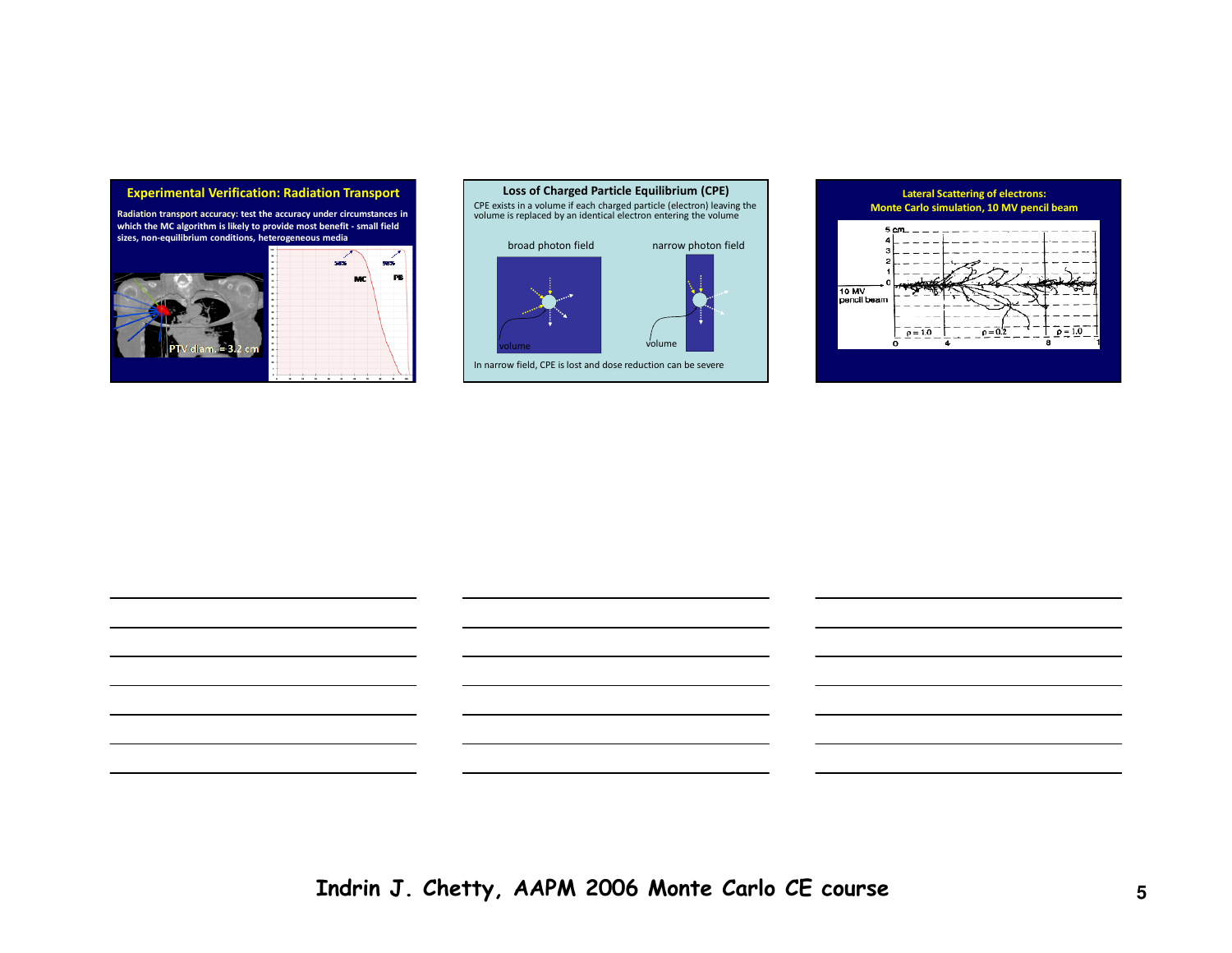## Experimental Verification: Radiation Transport

**Radiation transport accuracy: test the accuracy under circumstances in which the MC algorithm is likely to provide most benefit - small field sizes, non-equilibrium conditions, heterogeneous media**

PTV diam. = 3.2 cm

MC PB

## Loss of Charged Particle Equilibrium (CPE)

CPE exists in a volume if each charged particle (electron) leaving the volume is replaced by an identical electron entering the volume

broad photon field — volume

narrow photon field — volume

In narrow field, CPE is lost and dose reduction can be severe

## Lateral Scattering of electrons: Monte Carlo simulation, 10 MV pencil beam

10 MV pencil beam

ρ = 1.0 ρ = 0.2 ρ = 1.0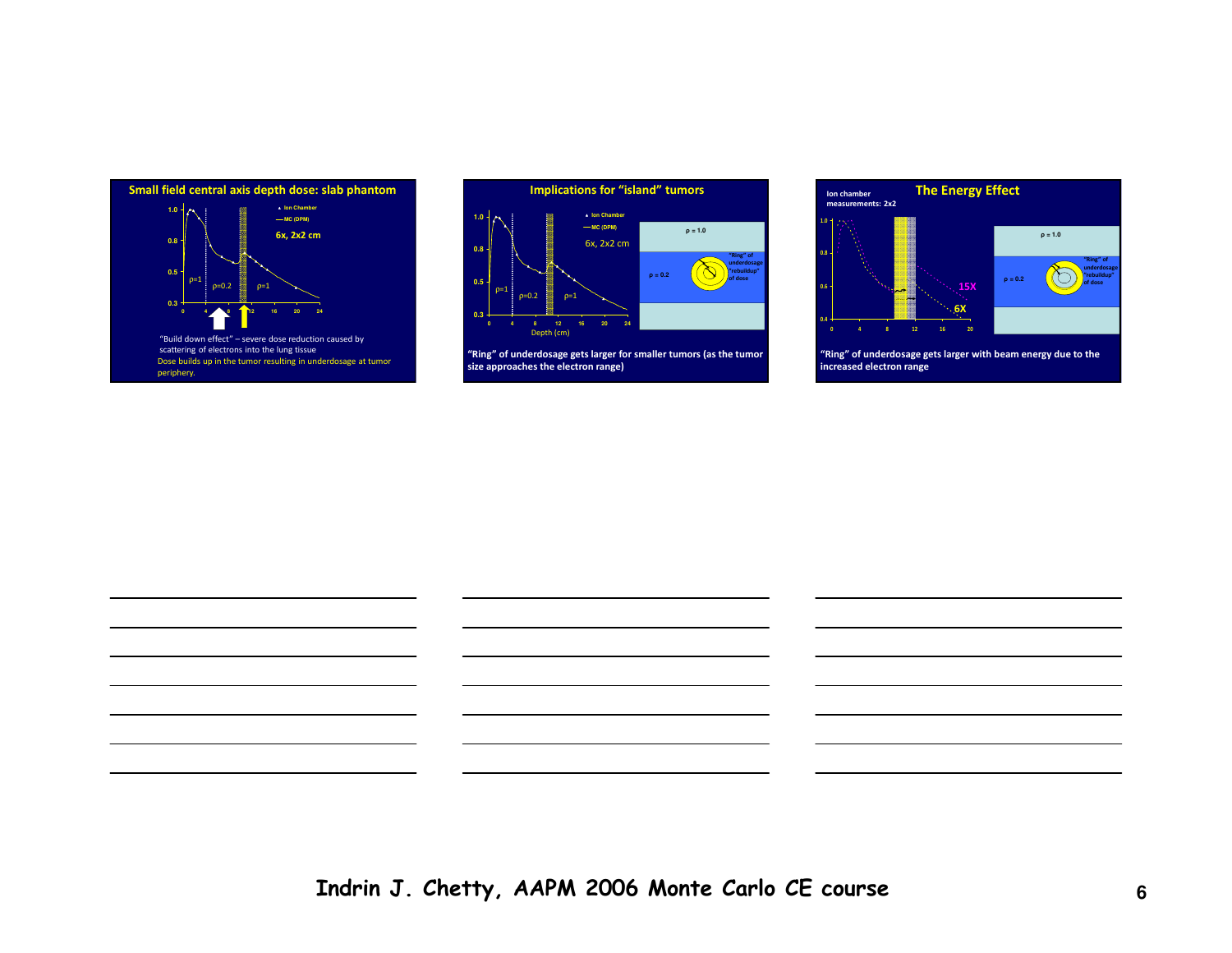## Small field central axis depth dose: slab phantom

"Build down effect" – severe dose reduction caused by scattering of electrons into the lung tissue

Dose builds up in the tumor resulting in underdosage at tumor periphery.

## Implications for "island" tumors

"Ring" of underdosage gets larger for smaller tumors (as the tumor size approaches the electron range)

## The Energy Effect

Ion chamber measurements: 2x2

"Ring" of underdosage gets larger with beam energy due to the increased electron range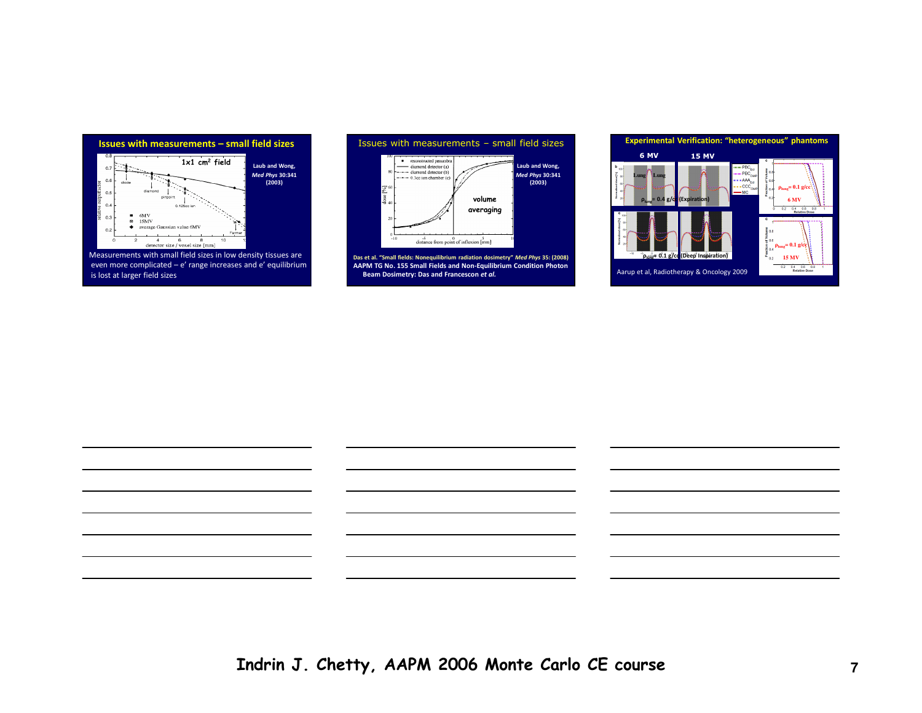## Issues with measurements – small field sizes

Laub and Wong, *Med Phys* 30:341 (2003)

Measurements with small field sizes in low density tissues are even more complicated – e' range increases and e' equilibrium is lost at larger field sizes

## Issues with measurements – small field sizes

Laub and Wong, *Med Phys* 30:341 (2003)

volume averaging

Das et al. "Small fields: Nonequilibrium radiation dosimetry" *Med Phys* 35: (2008)

AAPM TG No. 155 Small Fields and Non-Equilibrium Condition Photon Beam Dosimetry: Das and Francescon *et al.*

## Experimental Verification: "heterogeneous" phantoms

6 MV

15 MV

$\rho_{lung}$ = 0.4 g/cc (Expiration)

$\rho_{lung}$ = 0.1 g/cc (Deep Inspiration)

Aarup et al, Radiotherapy & Oncology 2009

Indrin J. Chetty, AAPM 2006 Monte Carlo CE course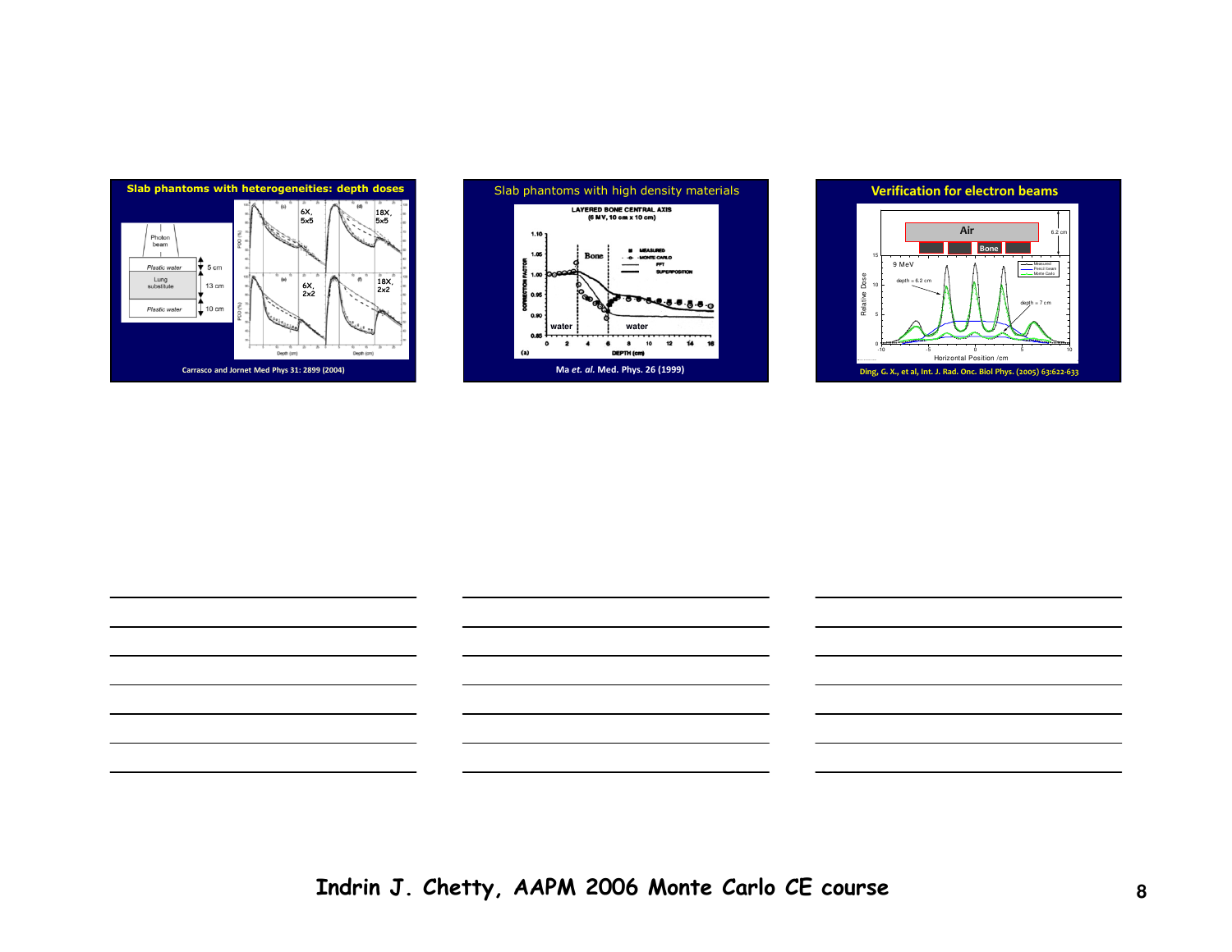## Slab phantoms with heterogeneities: depth doses

Carrasco and Jornet Med Phys 31: 2899 (2004)

## Slab phantoms with high density materials

Ma *et. al.* Med. Phys. 26 (1999)

## Verification for electron beams

Ding, G. X., et al, Int. J. Rad. Onc. Biol Phys. (2005) 63:622-633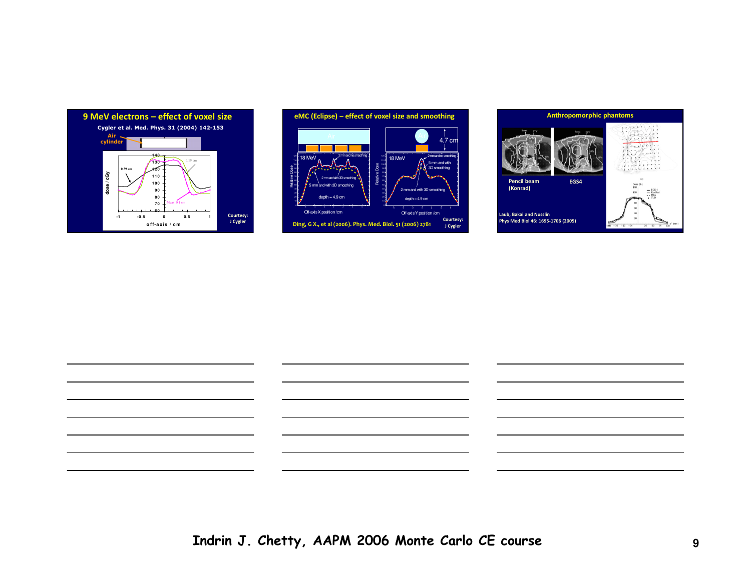## 9 MeV electrons – effect of voxel size

Cygler et al. Med. Phys. 31 (2004) 142-153

Air cylinder

0.39 cm

0.19 cm

Meas 0.1 cm

dose / cGy

off-axis / cm

Courtesy: J Cygler

## eMC (Eclipse) – effect of voxel size and smoothing

Air

4.7 cm

18 MeV

2 mm and no smoothing

2 mm and with 3D smoothing

5 mm and with 3D smoothing

depth = 4.9 cm

Off-axis X position /cm

Off-axis Y position /cm

Relative Dose

Ding, G X., et al (2006). Phys. Med. Biol. 51 (2006) 2781

Courtesy: J Cygler

## Anthropomorphic phantoms

Pencil beam (Konrad)

EGS4

Laub, Bakai and Nusslin Phys Med Biol 46: 1695-1706 (2005)

Indrin J. Chetty, AAPM 2006 Monte Carlo CE course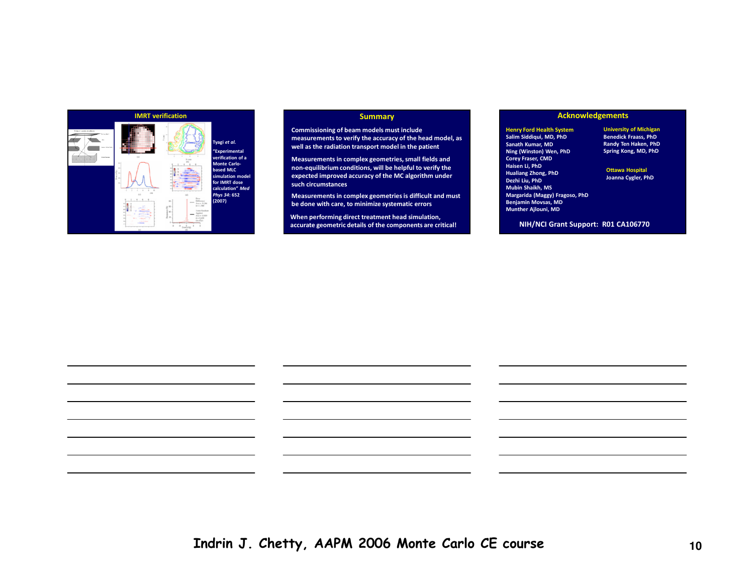## IMRT verification

Tyagi *et al.* "Experimental verification of a Monte Carlo-based MLC simulation model for IMRT dose calculation" *Med Phys 34*: 652 (2007)

## Summary

Commissioning of beam models must include measurements to verify the accuracy of the head model, as well as the radiation transport model in the patient

Measurements in complex geometries, small fields and non-equilibrium conditions, will be helpful to verify the expected improved accuracy of the MC algorithm under such circumstances

Measurements in complex geometries is difficult and must be done with care, to minimize systematic errors

When performing direct treatment head simulation, accurate geometric details of the components are critical!

## Acknowledgements

**Henry Ford Health System**
Salim Siddiqui, MD, PhD
Sanath Kumar, MD
Ning (Winston) Wen, PhD
Corey Fraser, CMD
Haisen Li, PhD
Hualiang Zhong, PhD
Dezhi Liu, PhD
Mubin Shaikh, MS
Margarida (Maggy) Fragoso, PhD
Benjamin Movsas, MD
Munther Ajlouni, MD

**University of Michigan**
Benedick Fraass, PhD
Randy Ten Haken, PhD
Spring Kong, MD, PhD

**Ottawa Hospital**
Joanna Cygler, PhD

NIH/NCI Grant Support: R01 CA106770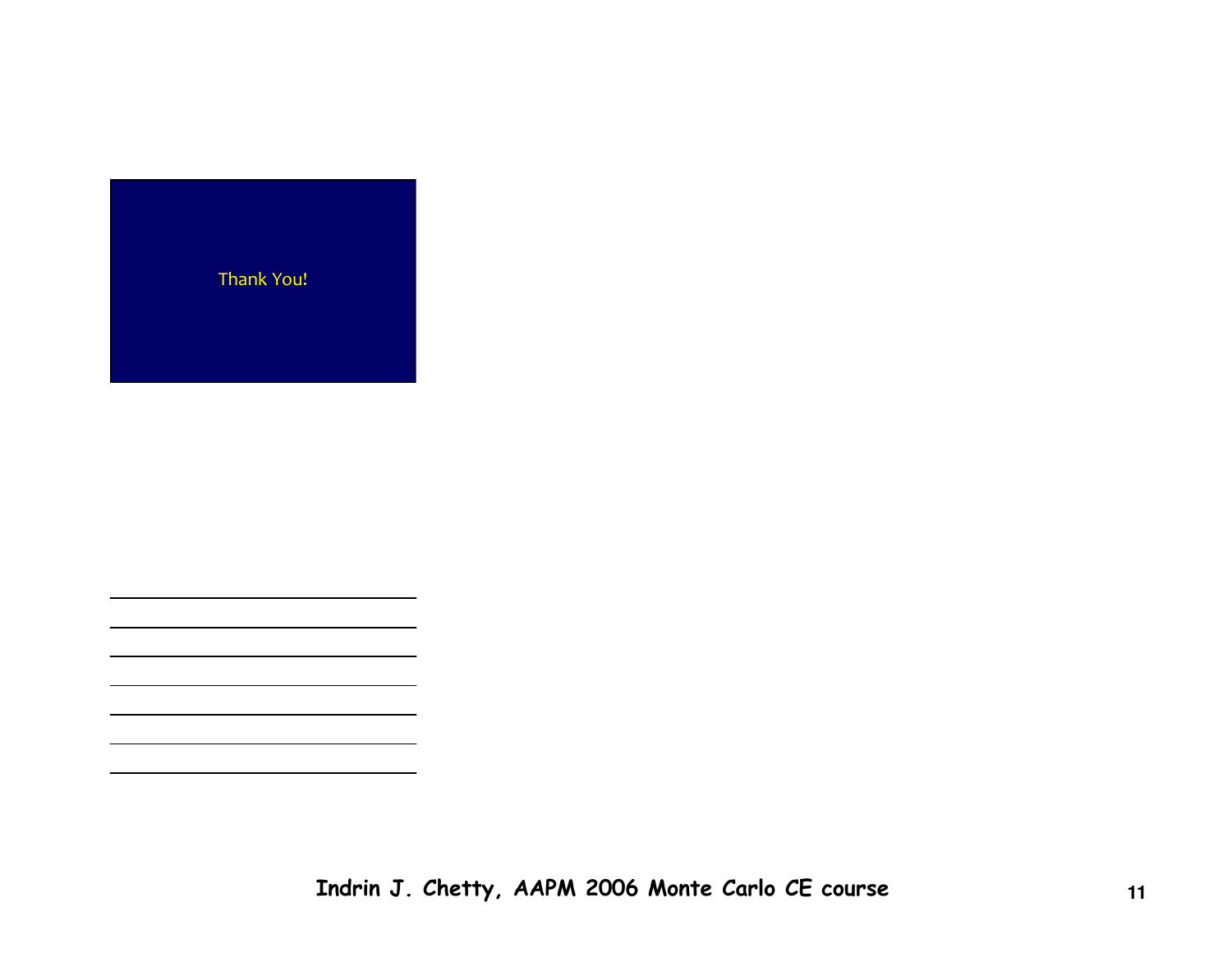Thank You!